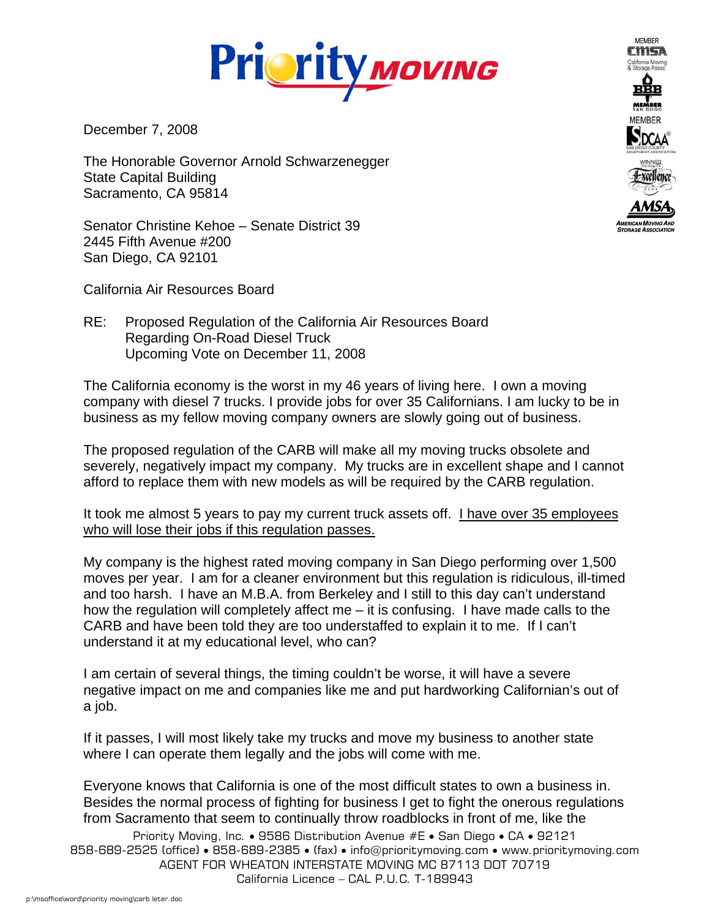# Priority MOVING

MEMBER CMSA California Moving & Storage Assoc.

BBB MEMBER SAN DIEGO

MEMBER SDCAA SAN DIEGO COUNTY APARTMENT ASSOCIATION

WINNER Excellence

AMSA AMERICAN MOVING AND STORAGE ASSOCIATION

December 7, 2008

The Honorable Governor Arnold Schwarzenegger
State Capital Building
Sacramento, CA 95814

Senator Christine Kehoe – Senate District 39
2445 Fifth Avenue #200
San Diego, CA 92101

California Air Resources Board

RE: Proposed Regulation of the California Air Resources Board
Regarding On-Road Diesel Truck
Upcoming Vote on December 11, 2008

The California economy is the worst in my 46 years of living here. I own a moving company with diesel 7 trucks. I provide jobs for over 35 Californians. I am lucky to be in business as my fellow moving company owners are slowly going out of business.

The proposed regulation of the CARB will make all my moving trucks obsolete and severely, negatively impact my company. My trucks are in excellent shape and I cannot afford to replace them with new models as will be required by the CARB regulation.

It took me almost 5 years to pay my current truck assets off. <u>I have over 35 employees who will lose their jobs if this regulation passes.</u>

My company is the highest rated moving company in San Diego performing over 1,500 moves per year. I am for a cleaner environment but this regulation is ridiculous, ill-timed and too harsh. I have an M.B.A. from Berkeley and I still to this day can't understand how the regulation will completely affect me – it is confusing. I have made calls to the CARB and have been told they are too understaffed to explain it to me. If I can't understand it at my educational level, who can?

I am certain of several things, the timing couldn't be worse, it will have a severe negative impact on me and companies like me and put hardworking Californian's out of a job.

If it passes, I will most likely take my trucks and move my business to another state where I can operate them legally and the jobs will come with me.

Everyone knows that California is one of the most difficult states to own a business in. Besides the normal process of fighting for business I get to fight the onerous regulations from Sacramento that seem to continually throw roadblocks in front of me, like the

Priority Moving, Inc. • 9586 Distribution Avenue #E • San Diego • CA • 92121
858-689-2525 (office) • 858-689-2385 • (fax) • info@prioritymoving.com • www.prioritymoving.com
AGENT FOR WHEATON INTERSTATE MOVING MC 87113 DOT 70719
California Licence – CAL P.U.C. T-189943

p:\msoffice\word\priority moving\carb leter.doc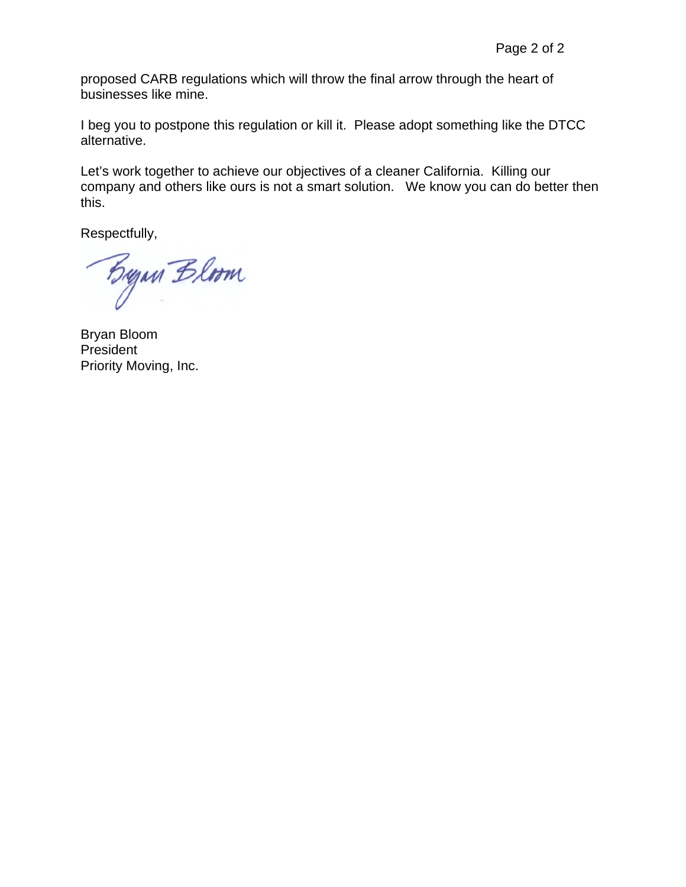proposed CARB regulations which will throw the final arrow through the heart of businesses like mine.

I beg you to postpone this regulation or kill it. Please adopt something like the DTCC alternative.

Let's work together to achieve our objectives of a cleaner California. Killing our company and others like ours is not a smart solution. We know you can do better then this.

Respectfully,

Bryan Bloom
President
Priority Moving, Inc.